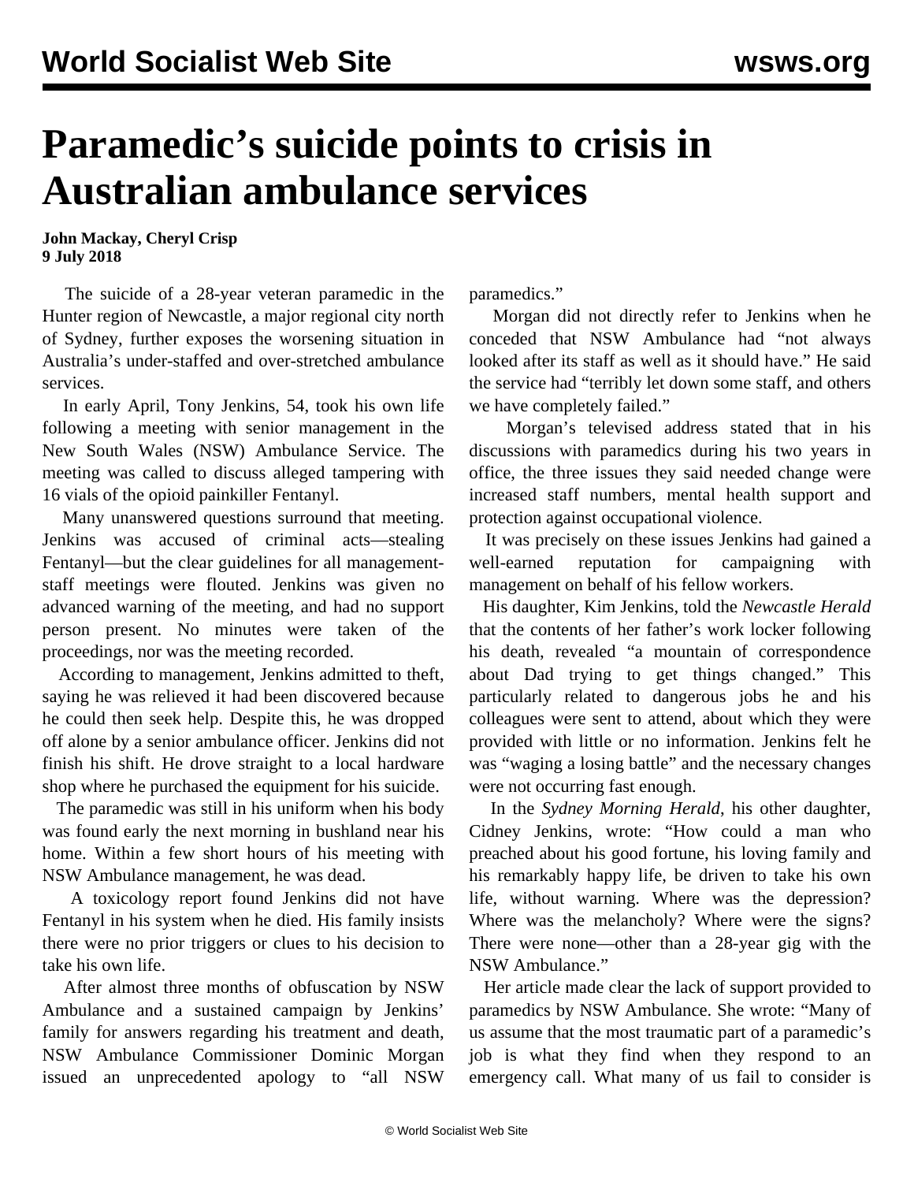# Paramedic's suicide points to crisis in Australian ambulance services

**John Mackay, Cheryl Crisp**
**9 July 2018**

The suicide of a 28-year veteran paramedic in the Hunter region of Newcastle, a major regional city north of Sydney, further exposes the worsening situation in Australia's under-staffed and over-stretched ambulance services.

In early April, Tony Jenkins, 54, took his own life following a meeting with senior management in the New South Wales (NSW) Ambulance Service. The meeting was called to discuss alleged tampering with 16 vials of the opioid painkiller Fentanyl.

Many unanswered questions surround that meeting. Jenkins was accused of criminal acts—stealing Fentanyl—but the clear guidelines for all management-staff meetings were flouted. Jenkins was given no advanced warning of the meeting, and had no support person present. No minutes were taken of the proceedings, nor was the meeting recorded.

According to management, Jenkins admitted to theft, saying he was relieved it had been discovered because he could then seek help. Despite this, he was dropped off alone by a senior ambulance officer. Jenkins did not finish his shift. He drove straight to a local hardware shop where he purchased the equipment for his suicide.

The paramedic was still in his uniform when his body was found early the next morning in bushland near his home. Within a few short hours of his meeting with NSW Ambulance management, he was dead.

A toxicology report found Jenkins did not have Fentanyl in his system when he died. His family insists there were no prior triggers or clues to his decision to take his own life.

After almost three months of obfuscation by NSW Ambulance and a sustained campaign by Jenkins' family for answers regarding his treatment and death, NSW Ambulance Commissioner Dominic Morgan issued an unprecedented apology to "all NSW paramedics."

Morgan did not directly refer to Jenkins when he conceded that NSW Ambulance had "not always looked after its staff as well as it should have." He said the service had "terribly let down some staff, and others we have completely failed."

Morgan's televised address stated that in his discussions with paramedics during his two years in office, the three issues they said needed change were increased staff numbers, mental health support and protection against occupational violence.

It was precisely on these issues Jenkins had gained a well-earned reputation for campaigning with management on behalf of his fellow workers.

His daughter, Kim Jenkins, told the *Newcastle Herald* that the contents of her father's work locker following his death, revealed "a mountain of correspondence about Dad trying to get things changed." This particularly related to dangerous jobs he and his colleagues were sent to attend, about which they were provided with little or no information. Jenkins felt he was "waging a losing battle" and the necessary changes were not occurring fast enough.

In the *Sydney Morning Herald*, his other daughter, Cidney Jenkins, wrote: "How could a man who preached about his good fortune, his loving family and his remarkably happy life, be driven to take his own life, without warning. Where was the depression? Where was the melancholy? Where were the signs? There were none—other than a 28-year gig with the NSW Ambulance."

Her article made clear the lack of support provided to paramedics by NSW Ambulance. She wrote: "Many of us assume that the most traumatic part of a paramedic's job is what they find when they respond to an emergency call. What many of us fail to consider is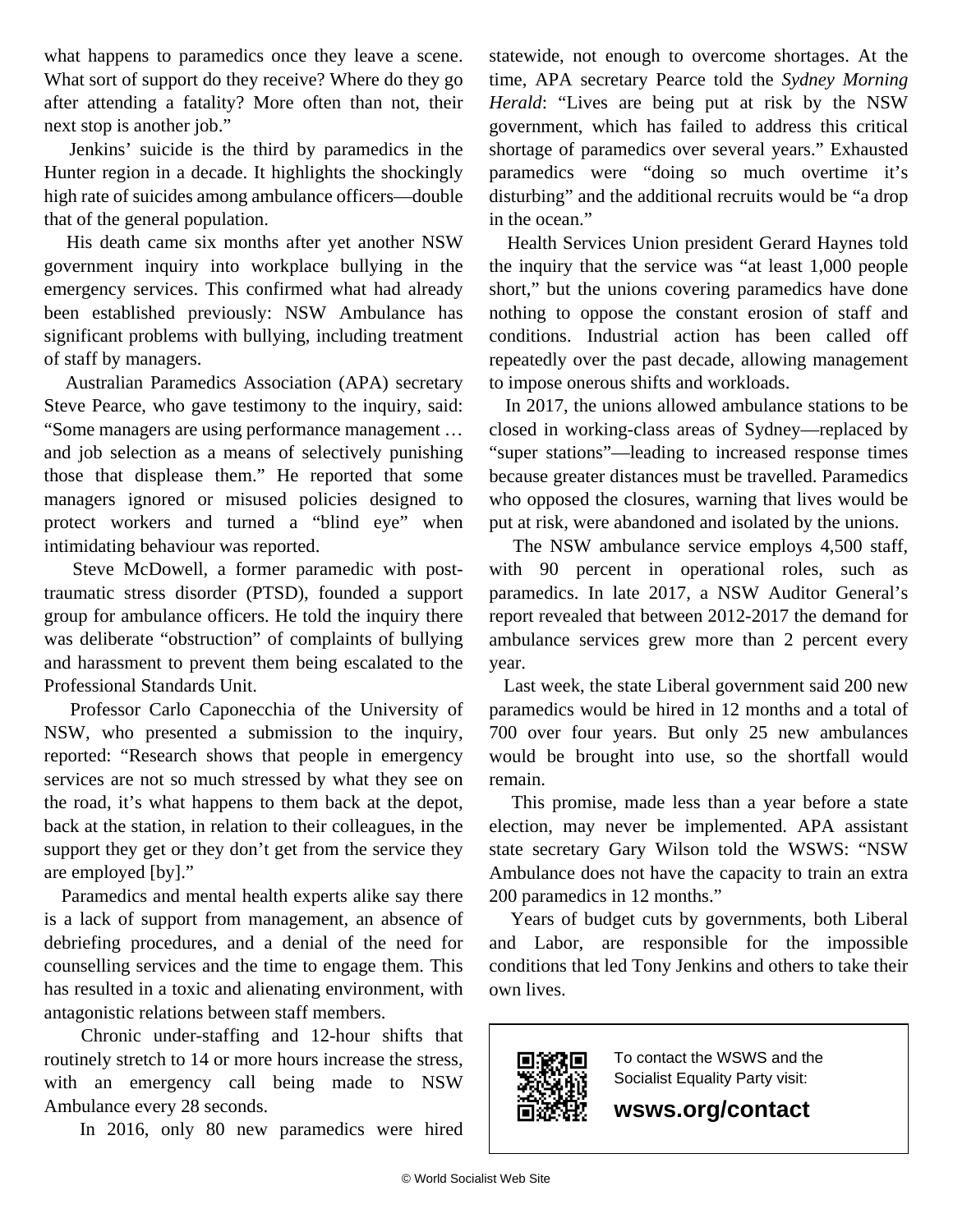what happens to paramedics once they leave a scene. What sort of support do they receive? Where do they go after attending a fatality? More often than not, their next stop is another job."

Jenkins' suicide is the third by paramedics in the Hunter region in a decade. It highlights the shockingly high rate of suicides among ambulance officers—double that of the general population.

His death came six months after yet another NSW government inquiry into workplace bullying in the emergency services. This confirmed what had already been established previously: NSW Ambulance has significant problems with bullying, including treatment of staff by managers.

Australian Paramedics Association (APA) secretary Steve Pearce, who gave testimony to the inquiry, said: "Some managers are using performance management … and job selection as a means of selectively punishing those that displease them." He reported that some managers ignored or misused policies designed to protect workers and turned a "blind eye" when intimidating behaviour was reported.

Steve McDowell, a former paramedic with post-traumatic stress disorder (PTSD), founded a support group for ambulance officers. He told the inquiry there was deliberate "obstruction" of complaints of bullying and harassment to prevent them being escalated to the Professional Standards Unit.

Professor Carlo Caponecchia of the University of NSW, who presented a submission to the inquiry, reported: "Research shows that people in emergency services are not so much stressed by what they see on the road, it's what happens to them back at the depot, back at the station, in relation to their colleagues, in the support they get or they don't get from the service they are employed [by]."

Paramedics and mental health experts alike say there is a lack of support from management, an absence of debriefing procedures, and a denial of the need for counselling services and the time to engage them. This has resulted in a toxic and alienating environment, with antagonistic relations between staff members.

Chronic under-staffing and 12-hour shifts that routinely stretch to 14 or more hours increase the stress, with an emergency call being made to NSW Ambulance every 28 seconds.

In 2016, only 80 new paramedics were hired statewide, not enough to overcome shortages. At the time, APA secretary Pearce told the *Sydney Morning Herald*: "Lives are being put at risk by the NSW government, which has failed to address this critical shortage of paramedics over several years." Exhausted paramedics were "doing so much overtime it's disturbing" and the additional recruits would be "a drop in the ocean."

Health Services Union president Gerard Haynes told the inquiry that the service was "at least 1,000 people short," but the unions covering paramedics have done nothing to oppose the constant erosion of staff and conditions. Industrial action has been called off repeatedly over the past decade, allowing management to impose onerous shifts and workloads.

In 2017, the unions allowed ambulance stations to be closed in working-class areas of Sydney—replaced by "super stations"—leading to increased response times because greater distances must be travelled. Paramedics who opposed the closures, warning that lives would be put at risk, were abandoned and isolated by the unions.

The NSW ambulance service employs 4,500 staff, with 90 percent in operational roles, such as paramedics. In late 2017, a NSW Auditor General's report revealed that between 2012-2017 the demand for ambulance services grew more than 2 percent every year.

Last week, the state Liberal government said 200 new paramedics would be hired in 12 months and a total of 700 over four years. But only 25 new ambulances would be brought into use, so the shortfall would remain.

This promise, made less than a year before a state election, may never be implemented. APA assistant state secretary Gary Wilson told the WSWS: "NSW Ambulance does not have the capacity to train an extra 200 paramedics in 12 months."

Years of budget cuts by governments, both Liberal and Labor, are responsible for the impossible conditions that led Tony Jenkins and others to take their own lives.

To contact the WSWS and the Socialist Equality Party visit:

**wsws.org/contact**